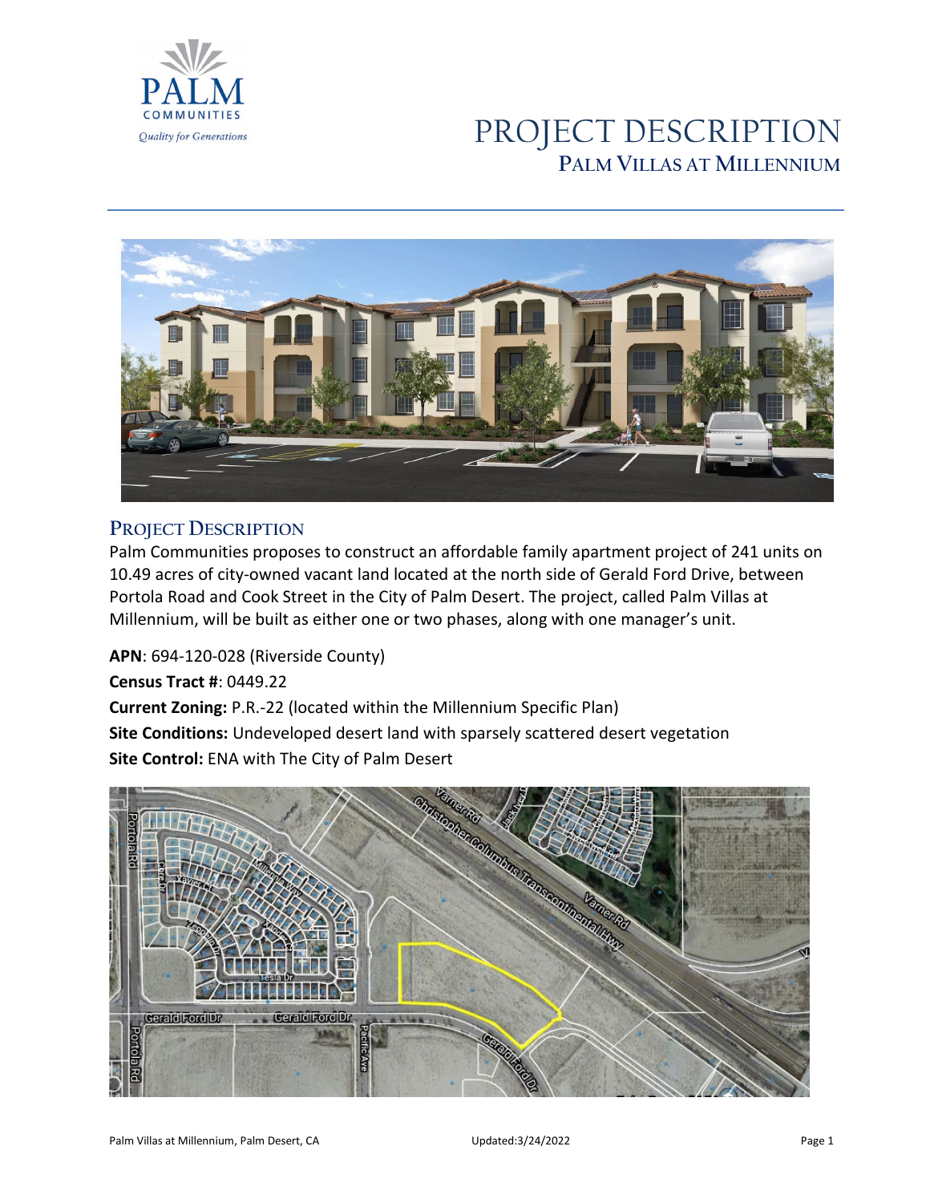# PROJECT DESCRIPTION

## PALM VILLAS AT MILLENNIUM

## PROJECT DESCRIPTION

Palm Communities proposes to construct an affordable family apartment project of 241 units on 10.49 acres of city-owned vacant land located at the north side of Gerald Ford Drive, between Portola Road and Cook Street in the City of Palm Desert. The project, called Palm Villas at Millennium, will be built as either one or two phases, along with one manager's unit.

**APN**: 694-120-028 (Riverside County)

**Census Tract #**: 0449.22

**Current Zoning:** P.R.-22 (located within the Millennium Specific Plan)

**Site Conditions:** Undeveloped desert land with sparsely scattered desert vegetation

**Site Control:** ENA with The City of Palm Desert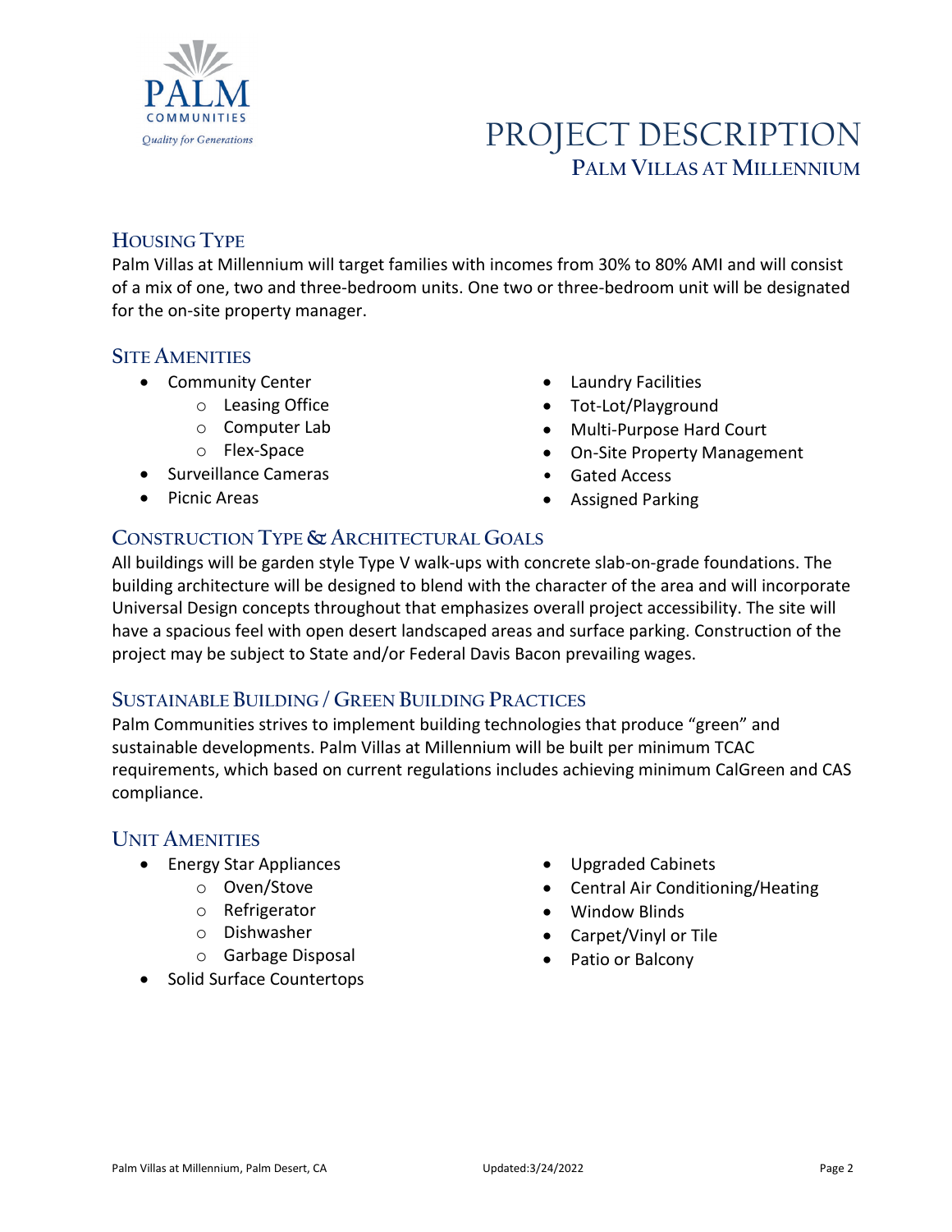PALM COMMUNITIES

*Quality for Generations*

# PROJECT DESCRIPTION

## PALM VILLAS AT MILLENNIUM

### HOUSING TYPE

Palm Villas at Millennium will target families with incomes from 30% to 80% AMI and will consist of a mix of one, two and three-bedroom units. One two or three-bedroom unit will be designated for the on-site property manager.

### SITE AMENITIES

- Community Center
  - Leasing Office
  - Computer Lab
  - Flex-Space
- Surveillance Cameras
- Picnic Areas
- Laundry Facilities
- Tot-Lot/Playground
- Multi-Purpose Hard Court
- On-Site Property Management
- Gated Access
- Assigned Parking

### CONSTRUCTION TYPE & ARCHITECTURAL GOALS

All buildings will be garden style Type V walk-ups with concrete slab-on-grade foundations. The building architecture will be designed to blend with the character of the area and will incorporate Universal Design concepts throughout that emphasizes overall project accessibility. The site will have a spacious feel with open desert landscaped areas and surface parking. Construction of the project may be subject to State and/or Federal Davis Bacon prevailing wages.

### SUSTAINABLE BUILDING / GREEN BUILDING PRACTICES

Palm Communities strives to implement building technologies that produce "green" and sustainable developments. Palm Villas at Millennium will be built per minimum TCAC requirements, which based on current regulations includes achieving minimum CalGreen and CAS compliance.

### UNIT AMENITIES

- Energy Star Appliances
  - Oven/Stove
  - Refrigerator
  - Dishwasher
  - Garbage Disposal
- Solid Surface Countertops
- Upgraded Cabinets
- Central Air Conditioning/Heating
- Window Blinds
- Carpet/Vinyl or Tile
- Patio or Balcony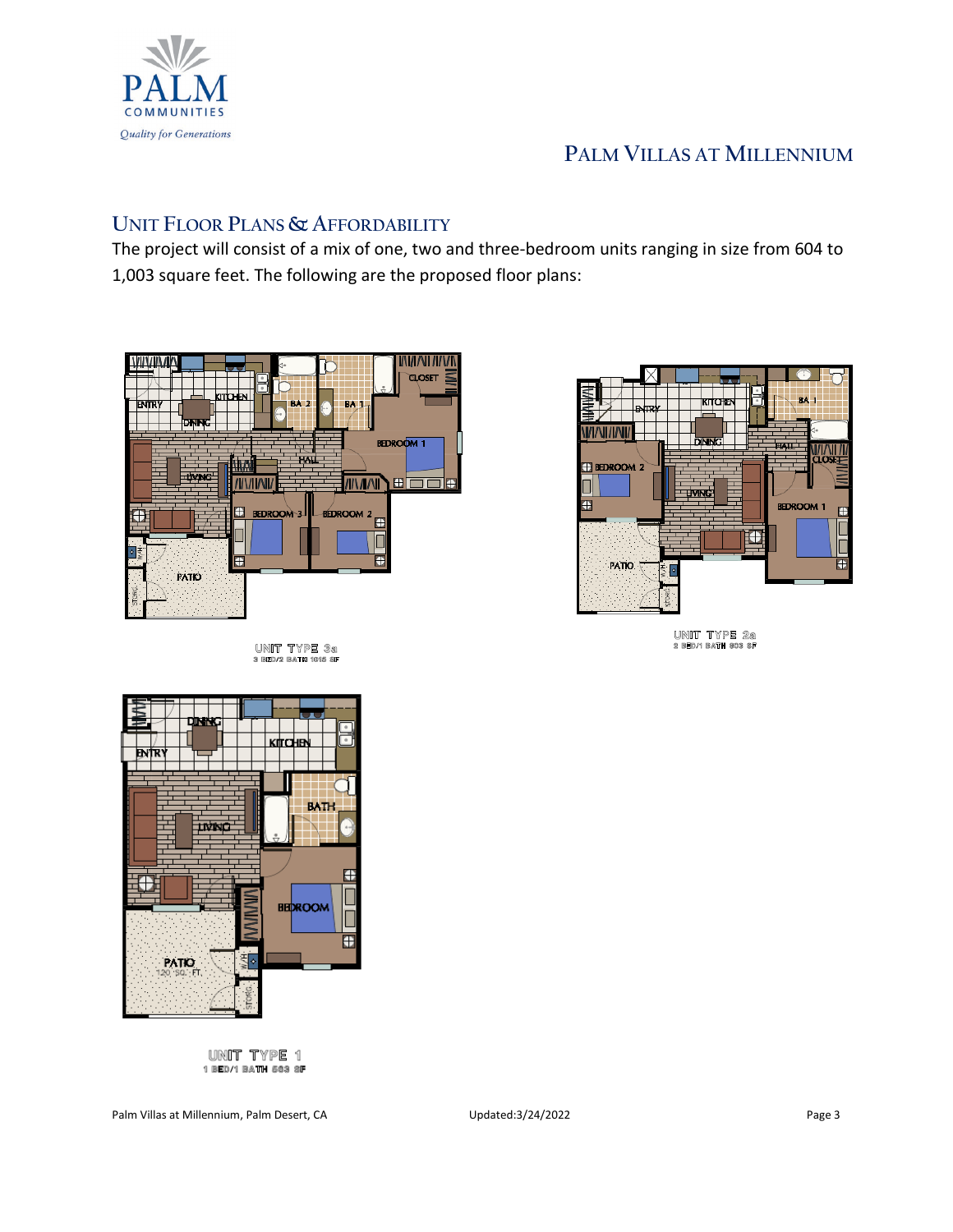## Unit Floor Plans & Affordability

The project will consist of a mix of one, two and three-bedroom units ranging in size from 604 to 1,003 square feet. The following are the proposed floor plans:

UNIT TYPE 3a
3 BED/2 BATH 1015 SF

UNIT TYPE 2a
2 BED/1 BATH 903 SF

UNIT TYPE 1
1 BED/1 BATH 663 SF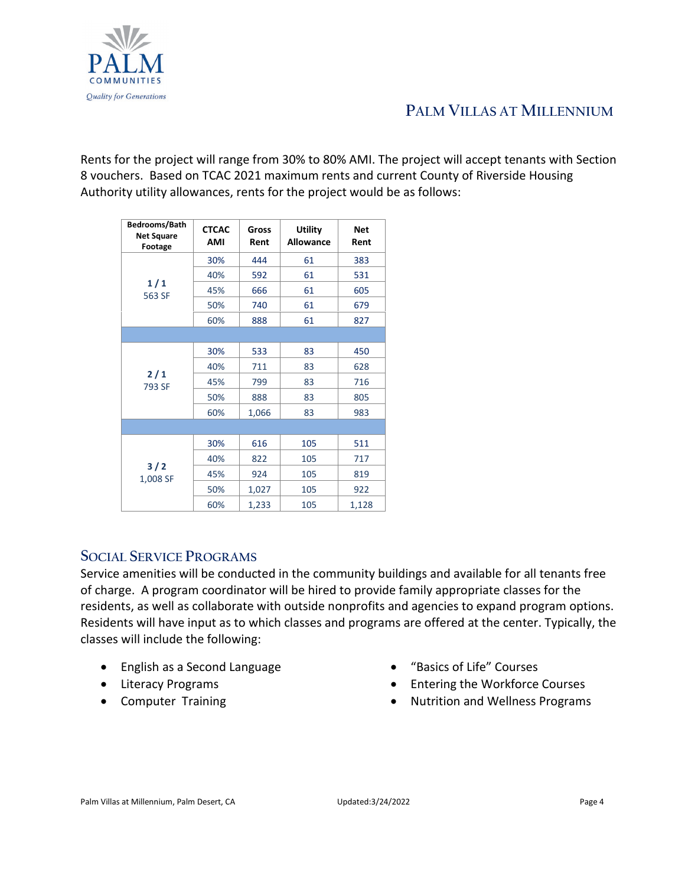Rents for the project will range from 30% to 80% AMI. The project will accept tenants with Section 8 vouchers. Based on TCAC 2021 maximum rents and current County of Riverside Housing Authority utility allowances, rents for the project would be as follows:

| Bedrooms/Bath Net Square Footage | CTCAC AMI | Gross Rent | Utility Allowance | Net Rent |
|---|---|---|---|---|
| 1 / 1 563 SF | 30% | 444 | 61 | 383 |
| | 40% | 592 | 61 | 531 |
| | 45% | 666 | 61 | 605 |
| | 50% | 740 | 61 | 679 |
| | 60% | 888 | 61 | 827 |
| | | | | |
| 2 / 1 793 SF | 30% | 533 | 83 | 450 |
| | 40% | 711 | 83 | 628 |
| | 45% | 799 | 83 | 716 |
| | 50% | 888 | 83 | 805 |
| | 60% | 1,066 | 83 | 983 |
| | | | | |
| 3 / 2 1,008 SF | 30% | 616 | 105 | 511 |
| | 40% | 822 | 105 | 717 |
| | 45% | 924 | 105 | 819 |
| | 50% | 1,027 | 105 | 922 |
| | 60% | 1,233 | 105 | 1,128 |

## SOCIAL SERVICE PROGRAMS

Service amenities will be conducted in the community buildings and available for all tenants free of charge. A program coordinator will be hired to provide family appropriate classes for the residents, as well as collaborate with outside nonprofits and agencies to expand program options. Residents will have input as to which classes and programs are offered at the center. Typically, the classes will include the following:

- English as a Second Language
- Literacy Programs
- Computer Training
- "Basics of Life" Courses
- Entering the Workforce Courses
- Nutrition and Wellness Programs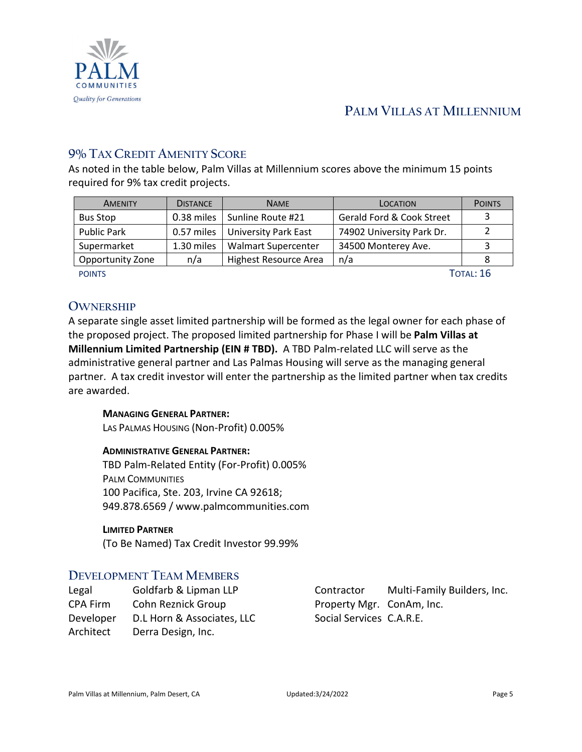PALM COMMUNITIES
*Quality for Generations*

# PALM VILLAS AT MILLENNIUM

## 9% TAX CREDIT AMENITY SCORE

As noted in the table below, Palm Villas at Millennium scores above the minimum 15 points required for 9% tax credit projects.

| AMENITY | DISTANCE | NAME | LOCATION | POINTS |
|---|---|---|---|---|
| Bus Stop | 0.38 miles | Sunline Route #21 | Gerald Ford & Cook Street | 3 |
| Public Park | 0.57 miles | University Park East | 74902 University Park Dr. | 2 |
| Supermarket | 1.30 miles | Walmart Supercenter | 34500 Monterey Ave. | 3 |
| Opportunity Zone | n/a | Highest Resource Area | n/a | 8 |
| POINTS | | | | TOTAL: 16 |

## OWNERSHIP

A separate single asset limited partnership will be formed as the legal owner for each phase of the proposed project. The proposed limited partnership for Phase I will be **Palm Villas at Millennium Limited Partnership (EIN # TBD).** A TBD Palm-related LLC will serve as the administrative general partner and Las Palmas Housing will serve as the managing general partner. A tax credit investor will enter the partnership as the limited partner when tax credits are awarded.

**MANAGING GENERAL PARTNER:**
LAS PALMAS HOUSING (Non-Profit) 0.005%

**ADMINISTRATIVE GENERAL PARTNER:**
TBD Palm-Related Entity (For-Profit) 0.005%
PALM COMMUNITIES
100 Pacifica, Ste. 203, Irvine CA 92618;
949.878.6569 / www.palmcommunities.com

**LIMITED PARTNER**
(To Be Named) Tax Credit Investor 99.99%

## DEVELOPMENT TEAM MEMBERS

| | |
|---|---|
| Legal | Goldfarb & Lipman LLP |
| CPA Firm | Cohn Reznick Group |
| Developer | D.L Horn & Associates, LLC |
| Architect | Derra Design, Inc. |
| Contractor | Multi-Family Builders, Inc. |
| Property Mgr. | ConAm, Inc. |
| Social Services | C.A.R.E. |